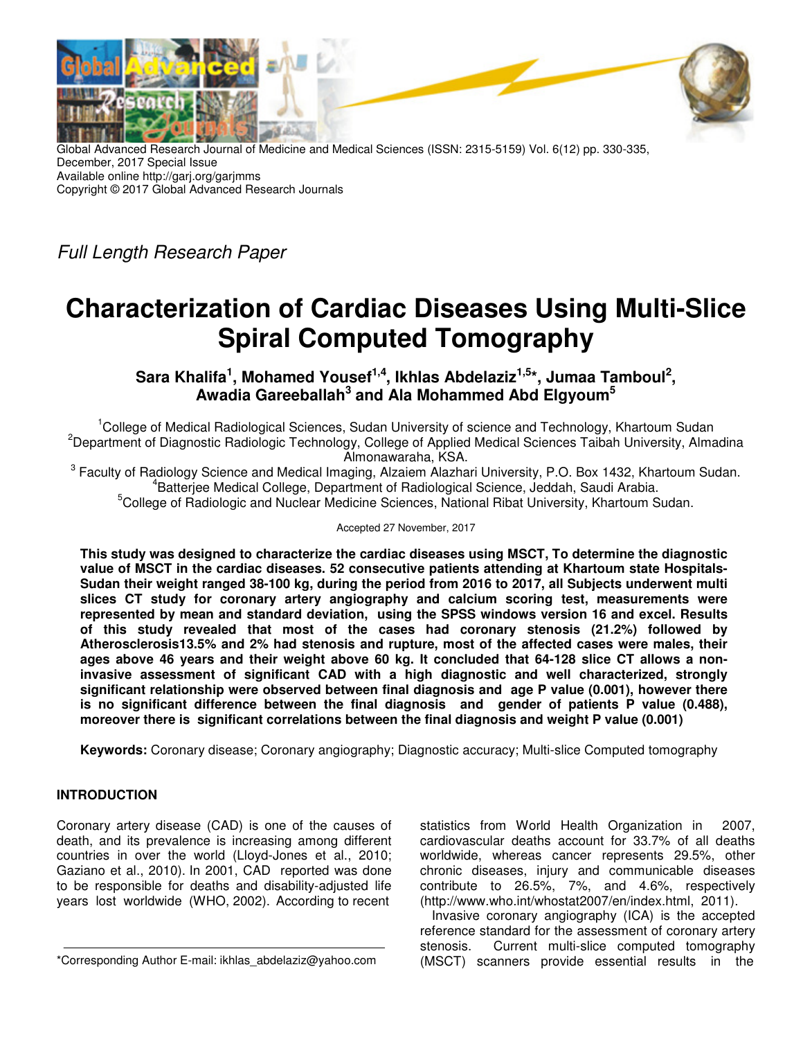Global Advanced Research Journal of Medicine and Medical Sciences (ISSN: 2315-5159) Vol. 6(12) pp. 330-335, December, 2017 Special Issue
Available online http://garj.org/garjmms
Copyright © 2017 Global Advanced Research Journals

*Full Length Research Paper*

# Characterization of Cardiac Diseases Using Multi-Slice Spiral Computed Tomography

**Sara Khalifa[1], Mohamed Yousef[1,4], Ikhlas Abdelaziz[1,5]*, Jumaa Tamboul[2], Awadia Gareeballah[3] and Ala Mohammed Abd Elgyoum[5]**

[1]College of Medical Radiological Sciences, Sudan University of science and Technology, Khartoum Sudan
[2]Department of Diagnostic Radiologic Technology, College of Applied Medical Sciences Taibah University, Almadina Almonawaraha, KSA.
[3] Faculty of Radiology Science and Medical Imaging, Alzaiem Alazhari University, P.O. Box 1432, Khartoum Sudan.
[4]Batterjee Medical College, Department of Radiological Science, Jeddah, Saudi Arabia.
[5]College of Radiologic and Nuclear Medicine Sciences, National Ribat University, Khartoum Sudan.

Accepted 27 November, 2017

**This study was designed to characterize the cardiac diseases using MSCT, To determine the diagnostic value of MSCT in the cardiac diseases. 52 consecutive patients attending at Khartoum state Hospitals-Sudan their weight ranged 38-100 kg, during the period from 2016 to 2017, all Subjects underwent multi slices CT study for coronary artery angiography and calcium scoring test, measurements were represented by mean and standard deviation, using the SPSS windows version 16 and excel. Results of this study revealed that most of the cases had coronary stenosis (21.2%) followed by Atherosclerosis13.5% and 2% had stenosis and rupture, most of the affected cases were males, their ages above 46 years and their weight above 60 kg. It concluded that 64-128 slice CT allows a non-invasive assessment of significant CAD with a high diagnostic and well characterized, strongly significant relationship were observed between final diagnosis and age P value (0.001), however there is no significant difference between the final diagnosis and gender of patients P value (0.488), moreover there is significant correlations between the final diagnosis and weight P value (0.001)**

**Keywords:** Coronary disease; Coronary angiography; Diagnostic accuracy; Multi-slice Computed tomography

## INTRODUCTION

Coronary artery disease (CAD) is one of the causes of death, and its prevalence is increasing among different countries in over the world (Lloyd-Jones et al., 2010; Gaziano et al., 2010). In 2001, CAD reported was done to be responsible for deaths and disability-adjusted life years lost worldwide (WHO, 2002). According to recent statistics from World Health Organization in 2007, cardiovascular deaths account for 33.7% of all deaths worldwide, whereas cancer represents 29.5%, other chronic diseases, injury and communicable diseases contribute to 26.5%, 7%, and 4.6%, respectively (http://www.who.int/whostat2007/en/index.html, 2011).

Invasive coronary angiography (ICA) is the accepted reference standard for the assessment of coronary artery stenosis. Current multi-slice computed tomography (MSCT) scanners provide essential results in the

*Corresponding Author E-mail: ikhlas_abdelaziz@yahoo.com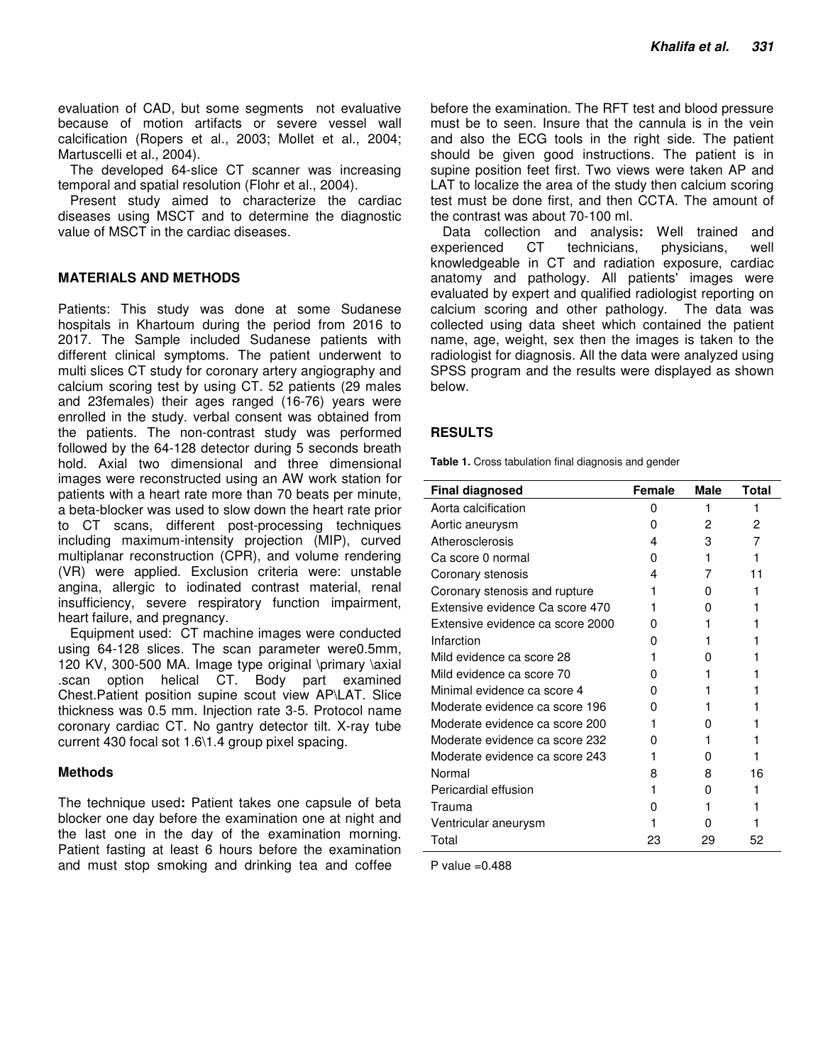evaluation of CAD, but some segments not evaluative because of motion artifacts or severe vessel wall calcification (Ropers et al., 2003; Mollet et al., 2004; Martuscelli et al., 2004).

The developed 64-slice CT scanner was increasing temporal and spatial resolution (Flohr et al., 2004).

Present study aimed to characterize the cardiac diseases using MSCT and to determine the diagnostic value of MSCT in the cardiac diseases.

## MATERIALS AND METHODS

Patients: This study was done at some Sudanese hospitals in Khartoum during the period from 2016 to 2017. The Sample included Sudanese patients with different clinical symptoms. The patient underwent to multi slices CT study for coronary artery angiography and calcium scoring test by using CT. 52 patients (29 males and 23females) their ages ranged (16-76) years were enrolled in the study. verbal consent was obtained from the patients. The non-contrast study was performed followed by the 64-128 detector during 5 seconds breath hold. Axial two dimensional and three dimensional images were reconstructed using an AW work station for patients with a heart rate more than 70 beats per minute, a beta-blocker was used to slow down the heart rate prior to CT scans, different post-processing techniques including maximum-intensity projection (MIP), curved multiplanar reconstruction (CPR), and volume rendering (VR) were applied. Exclusion criteria were: unstable angina, allergic to iodinated contrast material, renal insufficiency, severe respiratory function impairment, heart failure, and pregnancy.

Equipment used: CT machine images were conducted using 64-128 slices. The scan parameter were0.5mm, 120 KV, 300-500 MA. Image type original \primary \axial .scan option helical CT. Body part examined Chest.Patient position supine scout view AP\LAT. Slice thickness was 0.5 mm. Injection rate 3-5. Protocol name coronary cardiac CT. No gantry detector tilt. X-ray tube current 430 focal sot 1.6\1.4 group pixel spacing.

### Methods

The technique used**:** Patient takes one capsule of beta blocker one day before the examination one at night and the last one in the day of the examination morning. Patient fasting at least 6 hours before the examination and must stop smoking and drinking tea and coffee before the examination. The RFT test and blood pressure must be to seen. Insure that the cannula is in the vein and also the ECG tools in the right side. The patient should be given good instructions. The patient is in supine position feet first. Two views were taken AP and LAT to localize the area of the study then calcium scoring test must be done first, and then CCTA. The amount of the contrast was about 70-100 ml.

Data collection and analysis**:** Well trained and experienced CT technicians, physicians, well knowledgeable in CT and radiation exposure, cardiac anatomy and pathology. All patients' images were evaluated by expert and qualified radiologist reporting on calcium scoring and other pathology. The data was collected using data sheet which contained the patient name, age, weight, sex then the images is taken to the radiologist for diagnosis. All the data were analyzed using SPSS program and the results were displayed as shown below.

## RESULTS

**Table 1.** Cross tabulation final diagnosis and gender

| Final diagnosed | Female | Male | Total |
|---|---|---|---|
| Aorta calcification | 0 | 1 | 1 |
| Aortic aneurysm | 0 | 2 | 2 |
| Atherosclerosis | 4 | 3 | 7 |
| Ca score 0 normal | 0 | 1 | 1 |
| Coronary stenosis | 4 | 7 | 11 |
| Coronary stenosis and rupture | 1 | 0 | 1 |
| Extensive evidence Ca score 470 | 1 | 0 | 1 |
| Extensive evidence ca score 2000 | 0 | 1 | 1 |
| Infarction | 0 | 1 | 1 |
| Mild evidence ca score 28 | 1 | 0 | 1 |
| Mild evidence ca score 70 | 0 | 1 | 1 |
| Minimal evidence ca score 4 | 0 | 1 | 1 |
| Moderate evidence ca score 196 | 0 | 1 | 1 |
| Moderate evidence ca score 200 | 1 | 0 | 1 |
| Moderate evidence ca score 232 | 0 | 1 | 1 |
| Moderate evidence ca score 243 | 1 | 0 | 1 |
| Normal | 8 | 8 | 16 |
| Pericardial effusion | 1 | 0 | 1 |
| Trauma | 0 | 1 | 1 |
| Ventricular aneurysm | 1 | 0 | 1 |
| Total | 23 | 29 | 52 |

P value =0.488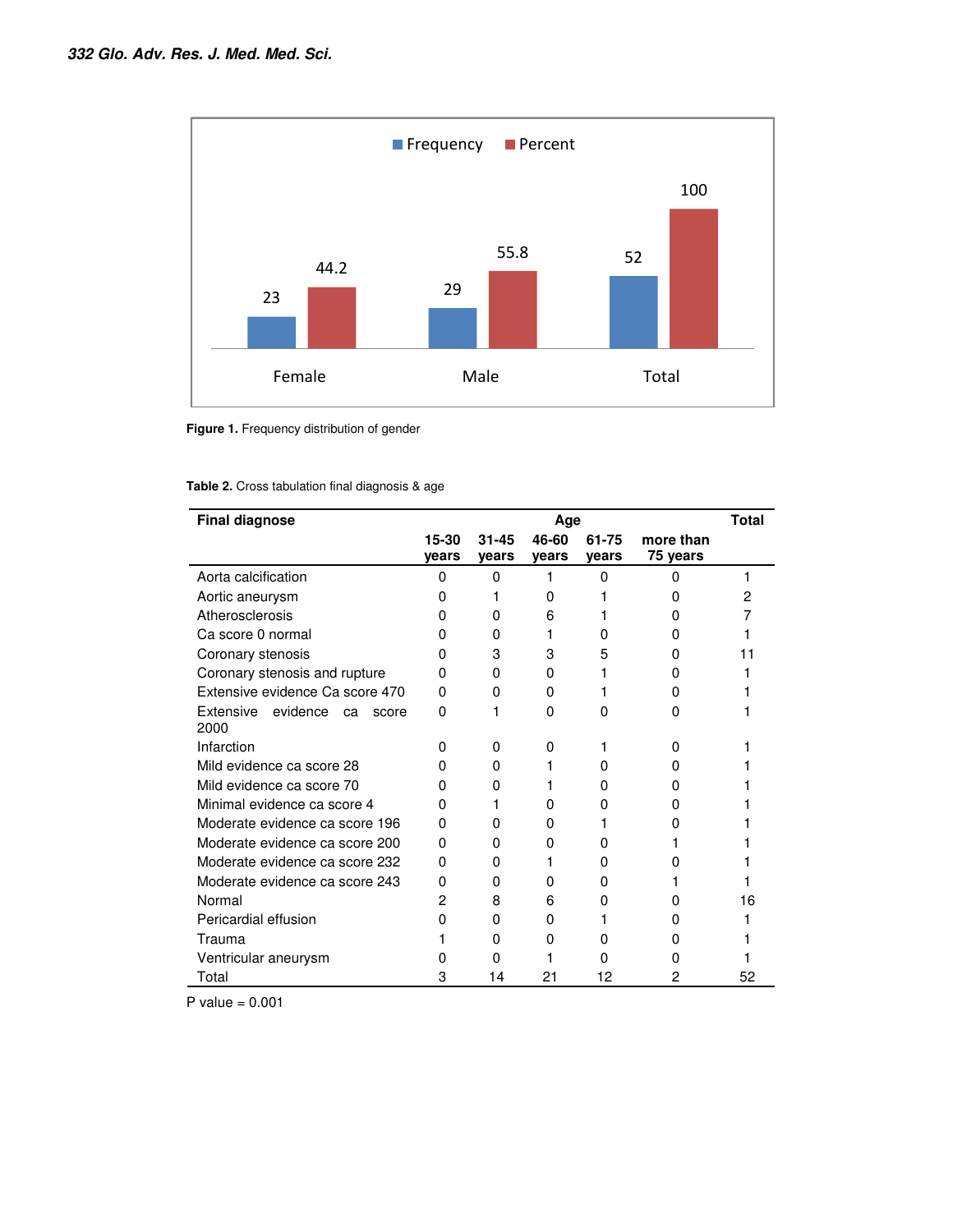**Figure 1.** Frequency distribution of gender

**Table 2.** Cross tabulation final diagnosis & age

| Final diagnose | Age | | | | | Total |
|---|---|---|---|---|---|---|
| | 15-30 years | 31-45 years | 46-60 years | 61-75 years | more than 75 years | |
| Aorta calcification | 0 | 0 | 1 | 0 | 0 | 1 |
| Aortic aneurysm | 0 | 1 | 0 | 1 | 0 | 2 |
| Atherosclerosis | 0 | 0 | 6 | 1 | 0 | 7 |
| Ca score 0 normal | 0 | 0 | 1 | 0 | 0 | 1 |
| Coronary stenosis | 0 | 3 | 3 | 5 | 0 | 11 |
| Coronary stenosis and rupture | 0 | 0 | 0 | 1 | 0 | 1 |
| Extensive evidence Ca score 470 | 0 | 0 | 0 | 1 | 0 | 1 |
| Extensive evidence ca score 2000 | 0 | 1 | 0 | 0 | 0 | 1 |
| Infarction | 0 | 0 | 0 | 1 | 0 | 1 |
| Mild evidence ca score 28 | 0 | 0 | 1 | 0 | 0 | 1 |
| Mild evidence ca score 70 | 0 | 0 | 1 | 0 | 0 | 1 |
| Minimal evidence ca score 4 | 0 | 1 | 0 | 0 | 0 | 1 |
| Moderate evidence ca score 196 | 0 | 0 | 0 | 1 | 0 | 1 |
| Moderate evidence ca score 200 | 0 | 0 | 0 | 0 | 1 | 1 |
| Moderate evidence ca score 232 | 0 | 0 | 1 | 0 | 0 | 1 |
| Moderate evidence ca score 243 | 0 | 0 | 0 | 0 | 1 | 1 |
| Normal | 2 | 8 | 6 | 0 | 0 | 16 |
| Pericardial effusion | 0 | 0 | 0 | 1 | 0 | 1 |
| Trauma | 1 | 0 | 0 | 0 | 0 | 1 |
| Ventricular aneurysm | 0 | 0 | 1 | 0 | 0 | 1 |
| Total | 3 | 14 | 21 | 12 | 2 | 52 |

P value = 0.001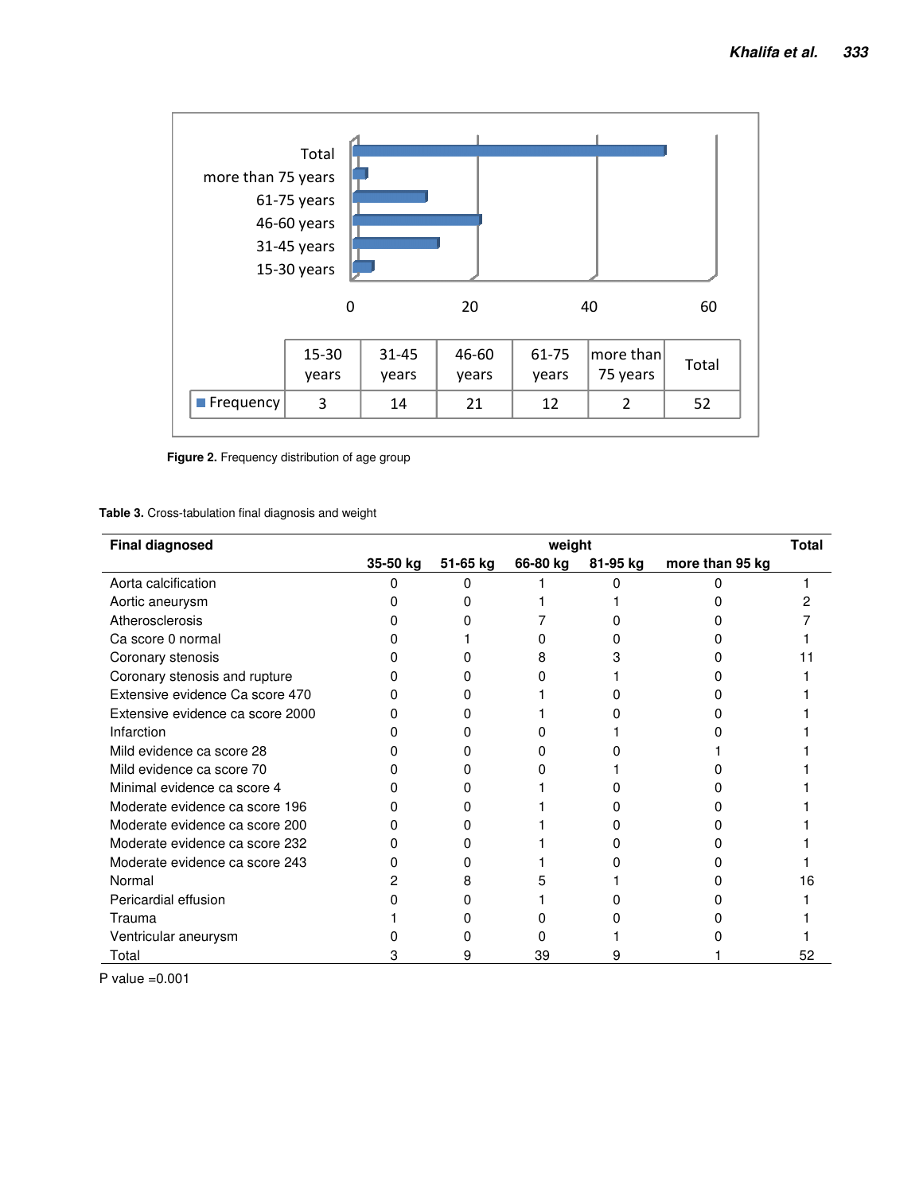| | 15-30 years | 31-45 years | 46-60 years | 61-75 years | more than 75 years | Total |
|---|---|---|---|---|---|---|
| Frequency | 3 | 14 | 21 | 12 | 2 | 52 |

**Figure 2.** Frequency distribution of age group

**Table 3.** Cross-tabulation final diagnosis and weight

| Final diagnosed | weight | | | | | Total |
|---|---|---|---|---|---|---|
| | 35-50 kg | 51-65 kg | 66-80 kg | 81-95 kg | more than 95 kg | |
| Aorta calcification | 0 | 0 | 1 | 0 | 0 | 1 |
| Aortic aneurysm | 0 | 0 | 1 | 1 | 0 | 2 |
| Atherosclerosis | 0 | 0 | 7 | 0 | 0 | 7 |
| Ca score 0 normal | 0 | 1 | 0 | 0 | 0 | 1 |
| Coronary stenosis | 0 | 0 | 8 | 3 | 0 | 11 |
| Coronary stenosis and rupture | 0 | 0 | 0 | 1 | 0 | 1 |
| Extensive evidence Ca score 470 | 0 | 0 | 1 | 0 | 0 | 1 |
| Extensive evidence ca score 2000 | 0 | 0 | 1 | 0 | 0 | 1 |
| Infarction | 0 | 0 | 0 | 1 | 0 | 1 |
| Mild evidence ca score 28 | 0 | 0 | 0 | 0 | 1 | 1 |
| Mild evidence ca score 70 | 0 | 0 | 0 | 1 | 0 | 1 |
| Minimal evidence ca score 4 | 0 | 0 | 1 | 0 | 0 | 1 |
| Moderate evidence ca score 196 | 0 | 0 | 1 | 0 | 0 | 1 |
| Moderate evidence ca score 200 | 0 | 0 | 1 | 0 | 0 | 1 |
| Moderate evidence ca score 232 | 0 | 0 | 1 | 0 | 0 | 1 |
| Moderate evidence ca score 243 | 0 | 0 | 1 | 0 | 0 | 1 |
| Normal | 2 | 8 | 5 | 1 | 0 | 16 |
| Pericardial effusion | 0 | 0 | 1 | 0 | 0 | 1 |
| Trauma | 1 | 0 | 0 | 0 | 0 | 1 |
| Ventricular aneurysm | 0 | 0 | 0 | 1 | 0 | 1 |
| Total | 3 | 9 | 39 | 9 | 1 | 52 |

P value =0.001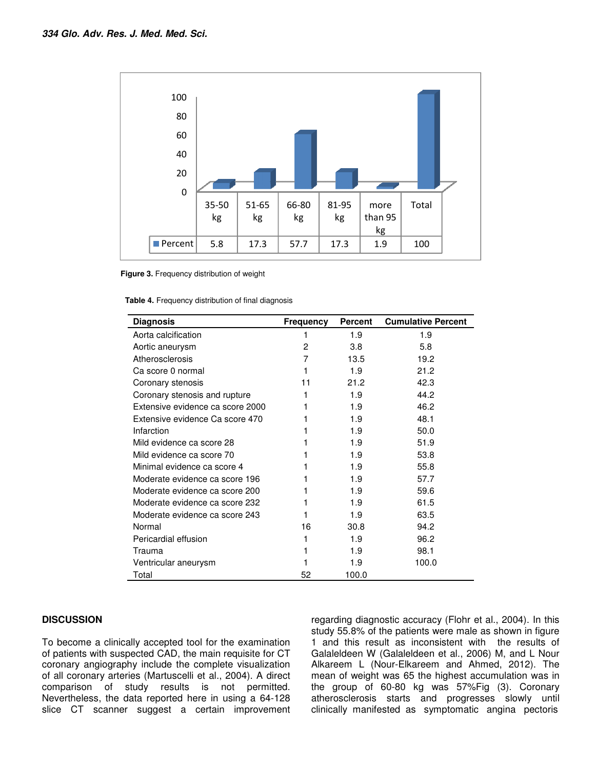| | 35-50 kg | 51-65 kg | 66-80 kg | 81-95 kg | more than 95 kg | Total |
|---|---|---|---|---|---|---|
| Percent | 5.8 | 17.3 | 57.7 | 17.3 | 1.9 | 100 |

**Figure 3.** Frequency distribution of weight

**Table 4.** Frequency distribution of final diagnosis

| Diagnosis | Frequency | Percent | Cumulative Percent |
|---|---|---|---|
| Aorta calcification | 1 | 1.9 | 1.9 |
| Aortic aneurysm | 2 | 3.8 | 5.8 |
| Atherosclerosis | 7 | 13.5 | 19.2 |
| Ca score 0 normal | 1 | 1.9 | 21.2 |
| Coronary stenosis | 11 | 21.2 | 42.3 |
| Coronary stenosis and rupture | 1 | 1.9 | 44.2 |
| Extensive evidence ca score 2000 | 1 | 1.9 | 46.2 |
| Extensive evidence Ca score 470 | 1 | 1.9 | 48.1 |
| Infarction | 1 | 1.9 | 50.0 |
| Mild evidence ca score 28 | 1 | 1.9 | 51.9 |
| Mild evidence ca score 70 | 1 | 1.9 | 53.8 |
| Minimal evidence ca score 4 | 1 | 1.9 | 55.8 |
| Moderate evidence ca score 196 | 1 | 1.9 | 57.7 |
| Moderate evidence ca score 200 | 1 | 1.9 | 59.6 |
| Moderate evidence ca score 232 | 1 | 1.9 | 61.5 |
| Moderate evidence ca score 243 | 1 | 1.9 | 63.5 |
| Normal | 16 | 30.8 | 94.2 |
| Pericardial effusion | 1 | 1.9 | 96.2 |
| Trauma | 1 | 1.9 | 98.1 |
| Ventricular aneurysm | 1 | 1.9 | 100.0 |
| Total | 52 | 100.0 | |

## DISCUSSION

To become a clinically accepted tool for the examination of patients with suspected CAD, the main requisite for CT coronary angiography include the complete visualization of all coronary arteries (Martuscelli et al., 2004). A direct comparison of study results is not permitted. Nevertheless, the data reported here in using a 64-128 slice CT scanner suggest a certain improvement regarding diagnostic accuracy (Flohr et al., 2004). In this study 55.8% of the patients were male as shown in figure 1 and this result as inconsistent with the results of Galaleldeen W (Galaleldeen et al., 2006) M, and L Nour Alkareem L (Nour-Elkareem and Ahmed, 2012). The mean of weight was 65 the highest accumulation was in the group of 60-80 kg was 57%Fig (3). Coronary atherosclerosis starts and progresses slowly until clinically manifested as symptomatic angina pectoris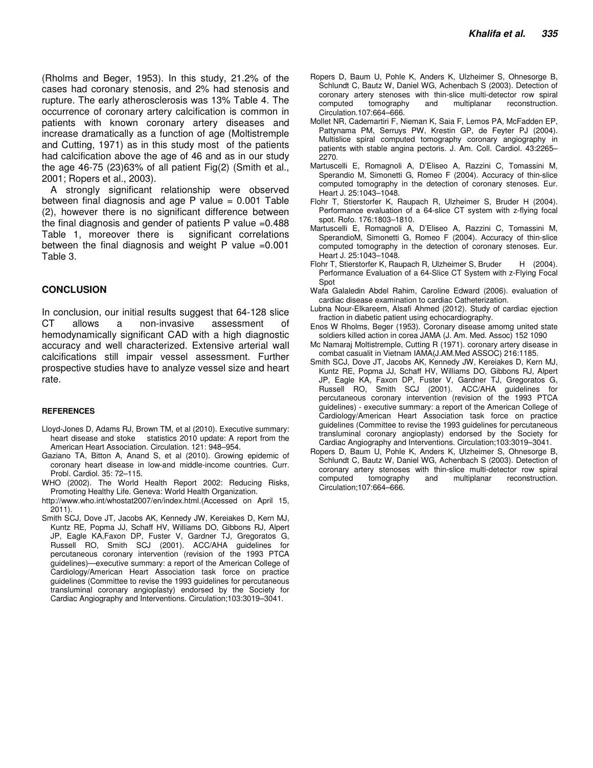(Rholms and Beger, 1953). In this study, 21.2% of the cases had coronary stenosis, and 2% had stenosis and rupture. The early atherosclerosis was 13% Table 4. The occurrence of coronary artery calcification is common in patients with known coronary artery diseases and increase dramatically as a function of age (Moltistremple and Cutting, 1971) as in this study most of the patients had calcification above the age of 46 and as in our study the age 46-75 (23)63% of all patient Fig(2) (Smith et al., 2001; Ropers et al., 2003).

A strongly significant relationship were observed between final diagnosis and age P value = 0.001 Table (2), however there is no significant difference between the final diagnosis and gender of patients P value =0.488 Table 1, moreover there is significant correlations between the final diagnosis and weight P value =0.001 Table 3.

## CONCLUSION

In conclusion, our initial results suggest that 64-128 slice CT allows a non-invasive assessment of hemodynamically significant CAD with a high diagnostic accuracy and well characterized. Extensive arterial wall calcifications still impair vessel assessment. Further prospective studies have to analyze vessel size and heart rate.

### REFERENCES

Lloyd-Jones D, Adams RJ, Brown TM, et al (2010). Executive summary: heart disease and stoke statistics 2010 update: A report from the American Heart Association. Circulation. 121: 948–954.

Gaziano TA, Bitton A, Anand S, et al (2010). Growing epidemic of coronary heart disease in low-and middle-income countries. Curr. Probl. Cardiol. 35: 72–115.

WHO (2002). The World Health Report 2002: Reducing Risks, Promoting Healthy Life. Geneva: World Health Organization.

http://www.who.int/whostat2007/en/index.html.(Accessed on April 15, 2011).

Smith SCJ, Dove JT, Jacobs AK, Kennedy JW, Kereiakes D, Kern MJ, Kuntz RE, Popma JJ, Schaff HV, Williams DO, Gibbons RJ, Alpert JP, Eagle KA,Faxon DP, Fuster V, Gardner TJ, Gregoratos G, Russell RO, Smith SCJ (2001). ACC/AHA guidelines for percutaneous coronary intervention (revision of the 1993 PTCA guidelines)—executive summary: a report of the American College of Cardiology/American Heart Association task force on practice guidelines (Committee to revise the 1993 guidelines for percutaneous transluminal coronary angioplasty) endorsed by the Society for Cardiac Angiography and Interventions. Circulation;103:3019–3041.

Ropers D, Baum U, Pohle K, Anders K, Ulzheimer S, Ohnesorge B, Schlundt C, Bautz W, Daniel WG, Achenbach S (2003). Detection of coronary artery stenoses with thin-slice multi-detector row spiral computed tomography and multiplanar reconstruction. Circulation.107:664–666.

Mollet NR, Cademartiri F, Nieman K, Saia F, Lemos PA, McFadden EP, Pattynama PM, Serruys PW, Krestin GP, de Feyter PJ (2004). Multislice spiral computed tomography coronary angiography in patients with stable angina pectoris. J. Am. Coll. Cardiol. 43:2265–2270.

Martuscelli E, Romagnoli A, D'Eliseo A, Razzini C, Tomassini M, Sperandio M, Simonetti G, Romeo F (2004). Accuracy of thin-slice computed tomography in the detection of coronary stenoses. Eur. Heart J. 25:1043–1048.

Flohr T, Stierstorfer K, Raupach R, Ulzheimer S, Bruder H (2004). Performance evaluation of a 64-slice CT system with z-flying focal spot. Rofo. 176:1803–1810.

Martuscelli E, Romagnoli A, D'Eliseo A, Razzini C, Tomassini M, SperandioM, Simonetti G, Romeo F (2004). Accuracy of thin-slice computed tomography in the detection of coronary stenoses. Eur. Heart J. 25:1043–1048.

Flohr T, Stierstorfer K, Raupach R, Ulzheimer S, Bruder H (2004). Performance Evaluation of a 64-Slice CT System with z-Flying Focal Spot

Wafa Galaledin Abdel Rahim, Caroline Edward (2006). evaluation of cardiac disease examination to cardiac Catheterization.

Lubna Nour-Elkareem, Alsafi Ahmed (2012). Study of cardiac ejection fraction in diabetic patient using echocardiography.

Enos W Rholms, Beger (1953). Coronary disease amomg united state soldiers killed action in corea JAMA (J. Am. Med. Assoc) 152 1090

Mc Namaraj Moltistremple, Cutting R (1971). coronary artery disease in combat casualit in Vietnam IAMA(J.AM.Med ASSOC) 216:1185.

Smith SCJ, Dove JT, Jacobs AK, Kennedy JW, Kereiakes D, Kern MJ, Kuntz RE, Popma JJ, Schaff HV, Williams DO, Gibbons RJ, Alpert JP, Eagle KA, Faxon DP, Fuster V, Gardner TJ, Gregoratos G, Russell RO, Smith SCJ (2001). ACC/AHA guidelines for percutaneous coronary intervention (revision of the 1993 PTCA guidelines) - executive summary: a report of the American College of Cardiology/American Heart Association task force on practice guidelines (Committee to revise the 1993 guidelines for percutaneous transluminal coronary angioplasty) endorsed by the Society for Cardiac Angiography and Interventions. Circulation;103:3019–3041.

Ropers D, Baum U, Pohle K, Anders K, Ulzheimer S, Ohnesorge B, Schlundt C, Bautz W, Daniel WG, Achenbach S (2003). Detection of coronary artery stenoses with thin-slice multi-detector row spiral computed tomography and multiplanar reconstruction. Circulation;107:664–666.